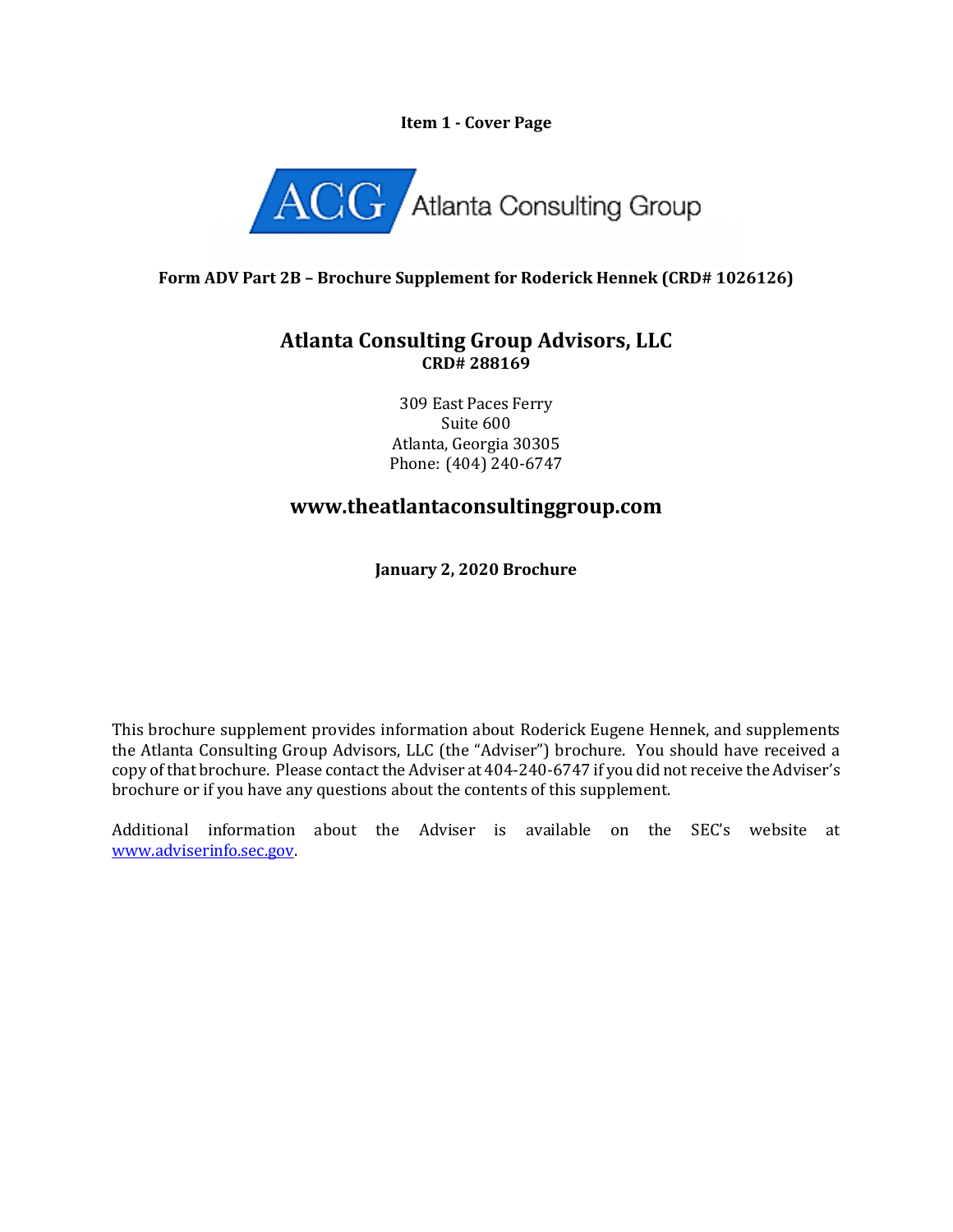**Item 1 - Cover Page**

ACG Atlanta Consulting Group

**Form ADV Part 2B – Brochure Supplement for Roderick Hennek (CRD# 1026126)**

## Atlanta Consulting Group Advisors, LLC

**CRD# 288169**

309 East Paces Ferry
Suite 600
Atlanta, Georgia 30305
Phone: (404) 240-6747

## www.theatlantaconsultinggroup.com

**January 2, 2020 Brochure**

This brochure supplement provides information about Roderick Eugene Hennek, and supplements the Atlanta Consulting Group Advisors, LLC (the "Adviser") brochure. You should have received a copy of that brochure. Please contact the Adviser at 404-240-6747 if you did not receive the Adviser's brochure or if you have any questions about the contents of this supplement.

Additional information about the Adviser is available on the SEC's website at www.adviserinfo.sec.gov.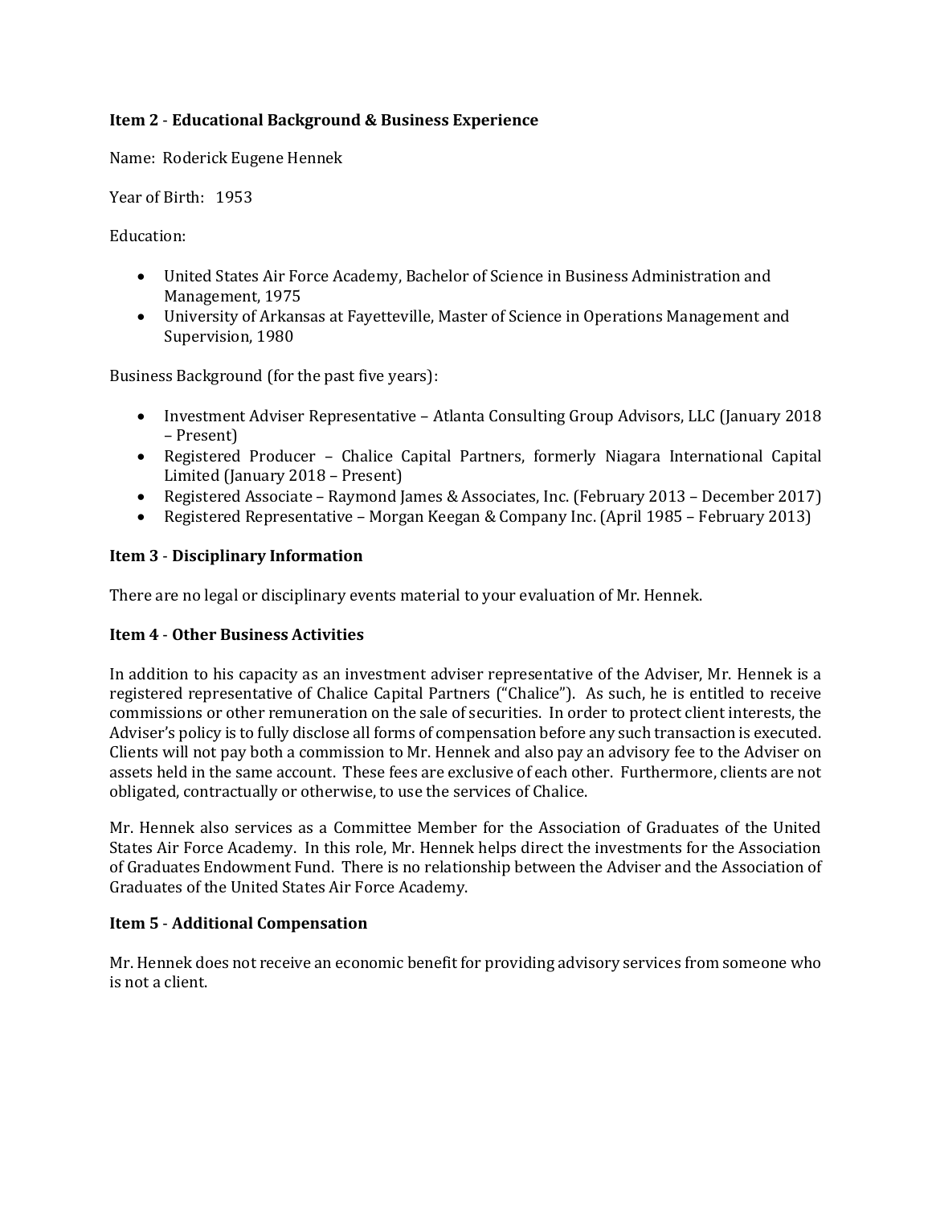### Item 2 - Educational Background & Business Experience

Name: Roderick Eugene Hennek

Year of Birth: 1953

Education:

- United States Air Force Academy, Bachelor of Science in Business Administration and Management, 1975
- University of Arkansas at Fayetteville, Master of Science in Operations Management and Supervision, 1980

Business Background (for the past five years):

- Investment Adviser Representative – Atlanta Consulting Group Advisors, LLC (January 2018 – Present)
- Registered Producer – Chalice Capital Partners, formerly Niagara International Capital Limited (January 2018 – Present)
- Registered Associate – Raymond James & Associates, Inc. (February 2013 – December 2017)
- Registered Representative – Morgan Keegan & Company Inc. (April 1985 – February 2013)

### Item 3 - Disciplinary Information

There are no legal or disciplinary events material to your evaluation of Mr. Hennek.

### Item 4 - Other Business Activities

In addition to his capacity as an investment adviser representative of the Adviser, Mr. Hennek is a registered representative of Chalice Capital Partners ("Chalice"). As such, he is entitled to receive commissions or other remuneration on the sale of securities. In order to protect client interests, the Adviser's policy is to fully disclose all forms of compensation before any such transaction is executed. Clients will not pay both a commission to Mr. Hennek and also pay an advisory fee to the Adviser on assets held in the same account. These fees are exclusive of each other. Furthermore, clients are not obligated, contractually or otherwise, to use the services of Chalice.

Mr. Hennek also services as a Committee Member for the Association of Graduates of the United States Air Force Academy. In this role, Mr. Hennek helps direct the investments for the Association of Graduates Endowment Fund. There is no relationship between the Adviser and the Association of Graduates of the United States Air Force Academy.

### Item 5 - Additional Compensation

Mr. Hennek does not receive an economic benefit for providing advisory services from someone who is not a client.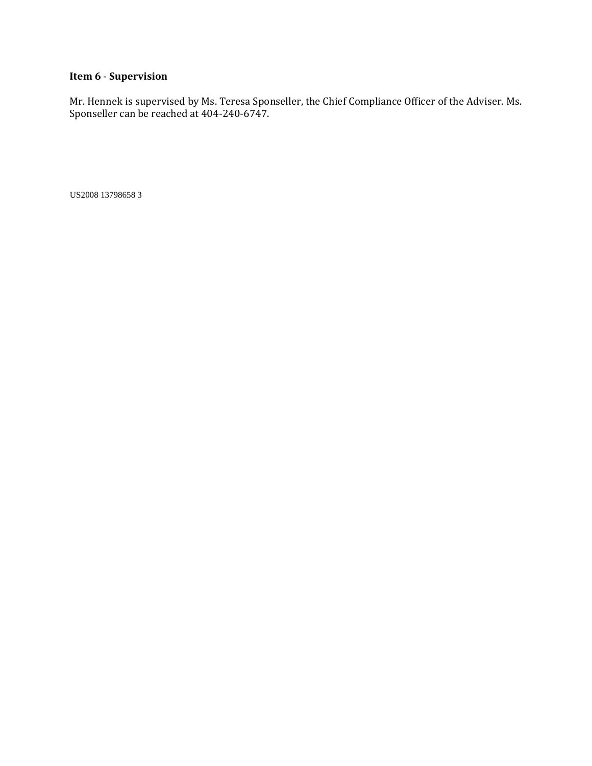**Item 6 - Supervision**

Mr. Hennek is supervised by Ms. Teresa Sponseller, the Chief Compliance Officer of the Adviser. Ms. Sponseller can be reached at 404-240-6747.

US2008 13798658 3